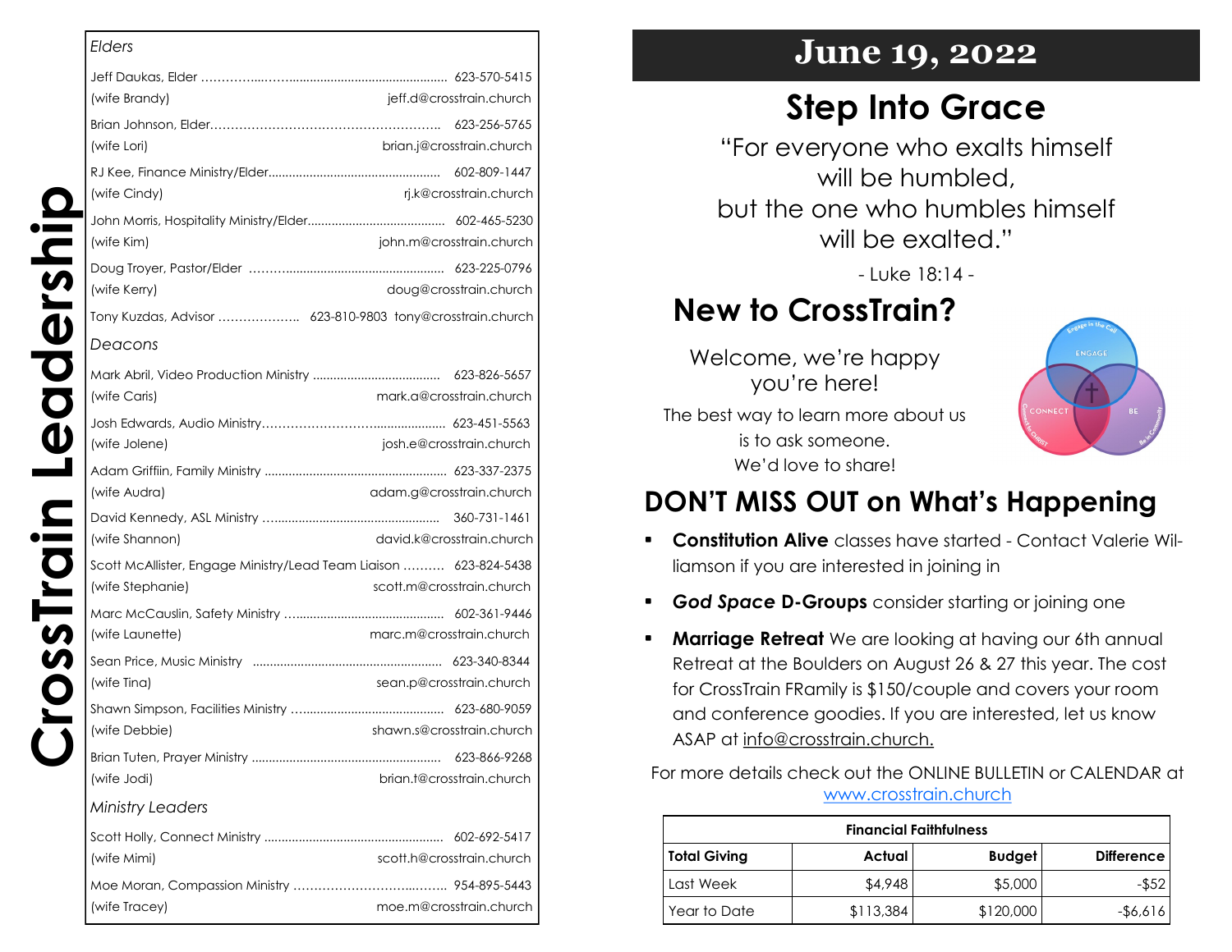# CrossTrain Leadership

*Elders*

Jeff Daukas, Elder ............................................................ 623-570-5415
(wife Brandy) jeff.d@crosstrain.church

Brian Johnson, Elder.......................................................... 623-256-5765
(wife Lori) brian.j@crosstrain.church

RJ Kee, Finance Ministry/Elder................................................. 602-809-1447
(wife Cindy) rj.k@crosstrain.church

John Morris, Hospitality Ministry/Elder....................................... 602-465-5230
(wife Kim) john.m@crosstrain.church

Doug Troyer, Pastor/Elder ..................................................... 623-225-0796
(wife Kerry) doug@crosstrain.church

Tony Kuzdas, Advisor .................... 623-810-9803 tony@crosstrain.church

*Deacons*

Mark Abril, Video Production Ministry ..................................... 623-826-5657
(wife Caris) mark.a@crosstrain.church

Josh Edwards, Audio Ministry.................................................. 623-451-5563
(wife Jolene) josh.e@crosstrain.church

Adam Griffiin, Family Ministry ................................................ 623-337-2375
(wife Audra) adam.g@crosstrain.church

David Kennedy, ASL Ministry .................................................. 360-731-1461
(wife Shannon) david.k@crosstrain.church

Scott McAllister, Engage Ministry/Lead Team Liaison .......... 623-824-5438
(wife Stephanie) scott.m@crosstrain.church

Marc McCauslin, Safety Ministry ............................................. 602-361-9446
(wife Launette) marc.m@crosstrain.church

Sean Price, Music Ministry ...................................................... 623-340-8344
(wife Tina) sean.p@crosstrain.church

Shawn Simpson, Facilities Ministry .......................................... 623-680-9059
(wife Debbie) shawn.s@crosstrain.church

Brian Tuten, Prayer Ministry ................................................... 623-866-9268
(wife Jodi) brian.t@crosstrain.church

*Ministry Leaders*

Scott Holly, Connect Ministry .................................................. 602-692-5417
(wife Mimi) scott.h@crosstrain.church

Moe Moran, Compassion Ministry ........................................... 954-895-5443
(wife Tracey) moe.m@crosstrain.church

# June 19, 2022

# Step Into Grace

"For everyone who exalts himself
will be humbled,
but the one who humbles himself
will be exalted."

- Luke 18:14 -

## New to CrossTrain?

Welcome, we're happy you're here!

The best way to learn more about us is to ask someone.
We'd love to share!

## DON'T MISS OUT on What's Happening

- **Constitution Alive** classes have started - Contact Valerie Williamson if you are interested in joining in
- ***God Space* D-Groups** consider starting or joining one
- **Marriage Retreat** We are looking at having our 6th annual Retreat at the Boulders on August 26 & 27 this year. The cost for CrossTrain FRamily is $150/couple and covers your room and conference goodies. If you are interested, let us know ASAP at info@crosstrain.church.

For more details check out the ONLINE BULLETIN or CALENDAR at www.crosstrain.church

| Financial Faithfulness | | | |
|---|---|---|---|
| **Total Giving** | **Actual** | **Budget** | **Difference** |
| Last Week | $4,948 | $5,000 | -$52 |
| Year to Date | $113,384 | $120,000 | -$6,616 |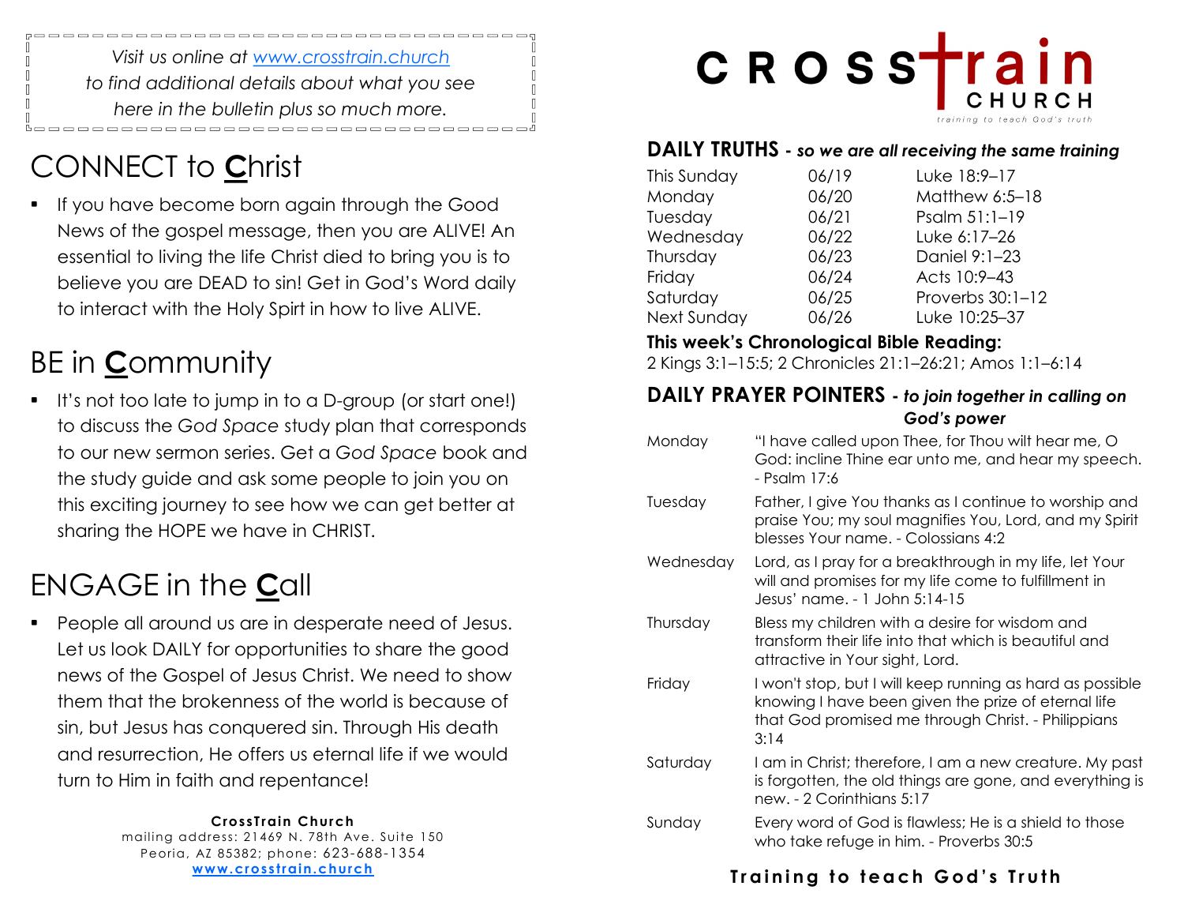Visit us online at [www.crosstrain.church](http://www.crosstrain.church)
to find additional details about what you see
here in the bulletin plus so much more.

# CONNECT to Christ

- If you have become born again through the Good News of the gospel message, then you are ALIVE! An essential to living the life Christ died to bring you is to believe you are DEAD to sin! Get in God's Word daily to interact with the Holy Spirt in how to live ALIVE.

# BE in Community

- It's not too late to jump in to a D-group (or start one!) to discuss the *God Space* study plan that corresponds to our new sermon series. Get a *God Space* book and the study guide and ask some people to join you on this exciting journey to see how we can get better at sharing the HOPE we have in CHRIST.

# ENGAGE in the Call

- People all around us are in desperate need of Jesus. Let us look DAILY for opportunities to share the good news of the Gospel of Jesus Christ. We need to show them that the brokenness of the world is because of sin, but Jesus has conquered sin. Through His death and resurrection, He offers us eternal life if we would turn to Him in faith and repentance!

**CrossTrain Church**
mailing address: 21469 N. 78th Ave. Suite 150
Peoria, AZ 85382; phone: 623-688-1354
[www.crosstrain.church](http://www.crosstrain.church)

# CROSStrain CHURCH

*training to teach God's truth*

## DAILY TRUTHS - *so we are all receiving the same training*

| | | |
|---|---|---|
| This Sunday | 06/19 | Luke 18:9–17 |
| Monday | 06/20 | Matthew 6:5–18 |
| Tuesday | 06/21 | Psalm 51:1–19 |
| Wednesday | 06/22 | Luke 6:17–26 |
| Thursday | 06/23 | Daniel 9:1–23 |
| Friday | 06/24 | Acts 10:9–43 |
| Saturday | 06/25 | Proverbs 30:1–12 |
| Next Sunday | 06/26 | Luke 10:25–37 |

**This week's Chronological Bible Reading:**
2 Kings 3:1–15:5; 2 Chronicles 21:1–26:21; Amos 1:1–6:14

## DAILY PRAYER POINTERS - *to join together in calling on God's power*

| | |
|---|---|
| Monday | "I have called upon Thee, for Thou wilt hear me, O God: incline Thine ear unto me, and hear my speech. - Psalm 17:6 |
| Tuesday | Father, I give You thanks as I continue to worship and praise You; my soul magnifies You, Lord, and my Spirit blesses Your name. - Colossians 4:2 |
| Wednesday | Lord, as I pray for a breakthrough in my life, let Your will and promises for my life come to fulfillment in Jesus' name. - 1 John 5:14-15 |
| Thursday | Bless my children with a desire for wisdom and transform their life into that which is beautiful and attractive in Your sight, Lord. |
| Friday | I won't stop, but I will keep running as hard as possible knowing I have been given the prize of eternal life that God promised me through Christ. - Philippians 3:14 |
| Saturday | I am in Christ; therefore, I am a new creature. My past is forgotten, the old things are gone, and everything is new. - 2 Corinthians 5:17 |
| Sunday | Every word of God is flawless; He is a shield to those who take refuge in him. - Proverbs 30:5 |

**Training to teach God's Truth**